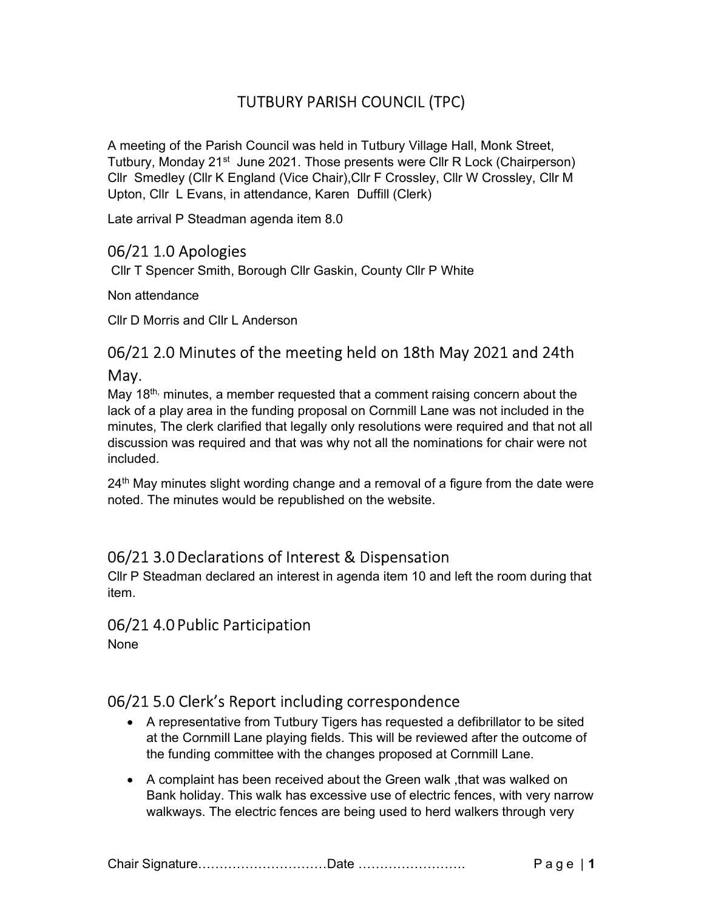# TUTBURY PARISH COUNCIL (TPC)

A meeting of the Parish Council was held in Tutbury Village Hall, Monk Street, Tutbury, Monday 21st June 2021. Those presents were Cllr R Lock (Chairperson) Cllr Smedley (Cllr K England (Vice Chair),Cllr F Crossley, Cllr W Crossley, Cllr M Upton, Cllr L Evans, in attendance, Karen Duffill (Clerk)

Late arrival P Steadman agenda item 8.0

## 06/21 1.0 Apologies

Cllr T Spencer Smith, Borough Cllr Gaskin, County Cllr P White

Non attendance

Cllr D Morris and Cllr L Anderson

## 06/21 2.0 Minutes of the meeting held on 18th May 2021 and 24th May.

May 18th, minutes, a member requested that a comment raising concern about the lack of a play area in the funding proposal on Cornmill Lane was not included in the minutes, The clerk clarified that legally only resolutions were required and that not all discussion was required and that was why not all the nominations for chair were not included.

24th May minutes slight wording change and a removal of a figure from the date were noted. The minutes would be republished on the website.

## 06/21 3.0 Declarations of Interest & Dispensation

Cllr P Steadman declared an interest in agenda item 10 and left the room during that item.

## 06/21 4.0 Public Participation

None

## 06/21 5.0 Clerk's Report including correspondence

- A representative from Tutbury Tigers has requested a defibrillator to be sited at the Cornmill Lane playing fields. This will be reviewed after the outcome of the funding committee with the changes proposed at Cornmill Lane.
- A complaint has been received about the Green walk ,that was walked on Bank holiday. This walk has excessive use of electric fences, with very narrow walkways. The electric fences are being used to herd walkers through very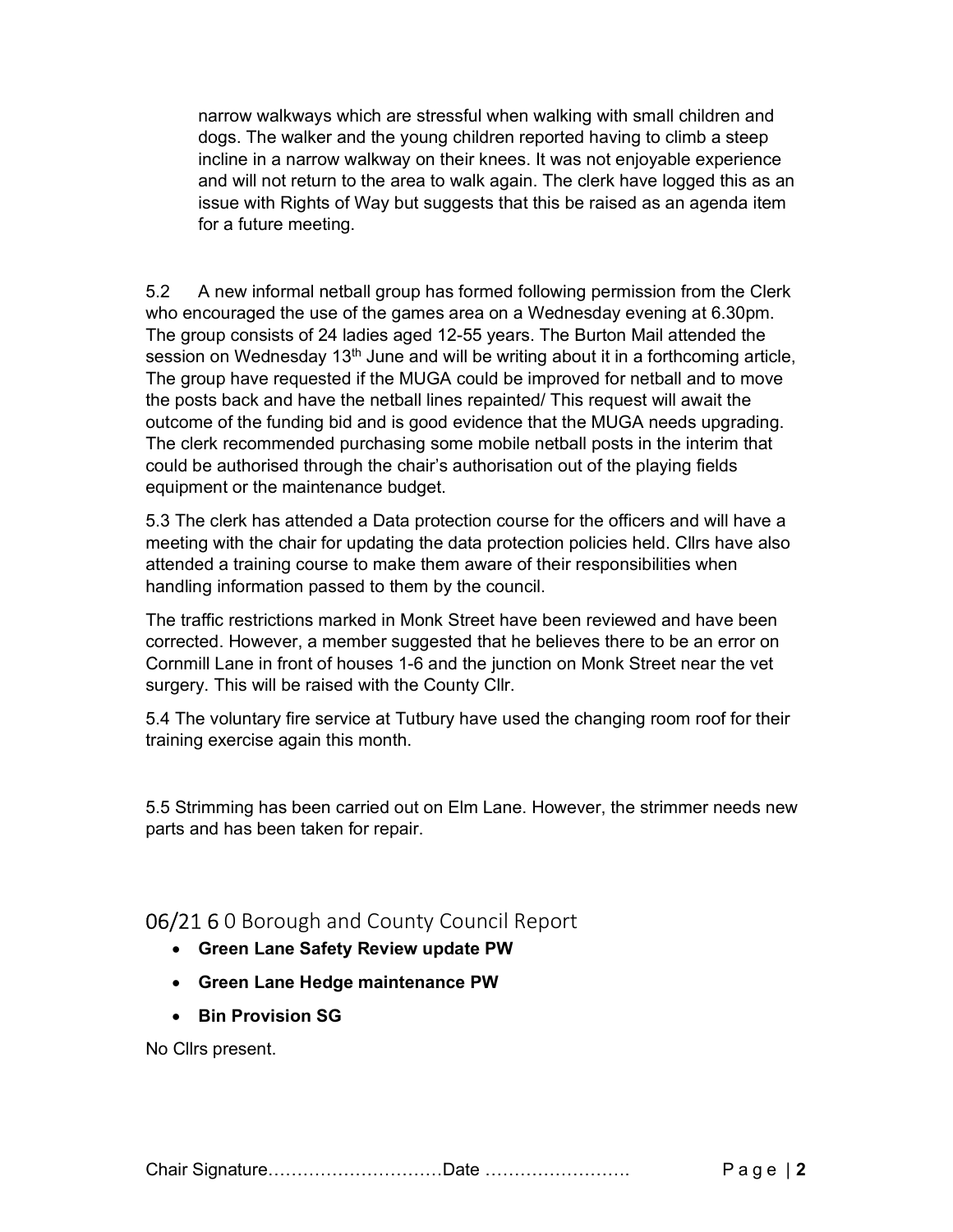narrow walkways which are stressful when walking with small children and dogs. The walker and the young children reported having to climb a steep incline in a narrow walkway on their knees. It was not enjoyable experience and will not return to the area to walk again. The clerk have logged this as an issue with Rights of Way but suggests that this be raised as an agenda item for a future meeting.

5.2 A new informal netball group has formed following permission from the Clerk who encouraged the use of the games area on a Wednesday evening at 6.30pm. The group consists of 24 ladies aged 12-55 years. The Burton Mail attended the session on Wednesday 13th June and will be writing about it in a forthcoming article, The group have requested if the MUGA could be improved for netball and to move the posts back and have the netball lines repainted/ This request will await the outcome of the funding bid and is good evidence that the MUGA needs upgrading. The clerk recommended purchasing some mobile netball posts in the interim that could be authorised through the chair's authorisation out of the playing fields equipment or the maintenance budget.

5.3 The clerk has attended a Data protection course for the officers and will have a meeting with the chair for updating the data protection policies held. Cllrs have also attended a training course to make them aware of their responsibilities when handling information passed to them by the council.

The traffic restrictions marked in Monk Street have been reviewed and have been corrected. However, a member suggested that he believes there to be an error on Cornmill Lane in front of houses 1-6 and the junction on Monk Street near the vet surgery. This will be raised with the County Cllr.

5.4 The voluntary fire service at Tutbury have used the changing room roof for their training exercise again this month.

5.5 Strimming has been carried out on Elm Lane. However, the strimmer needs new parts and has been taken for repair.

## 06/21 6 0 Borough and County Council Report

- **Green Lane Safety Review update PW**
- **Green Lane Hedge maintenance PW**
- **Bin Provision SG**

No Cllrs present.

Chair Signature…………………………Date …………………….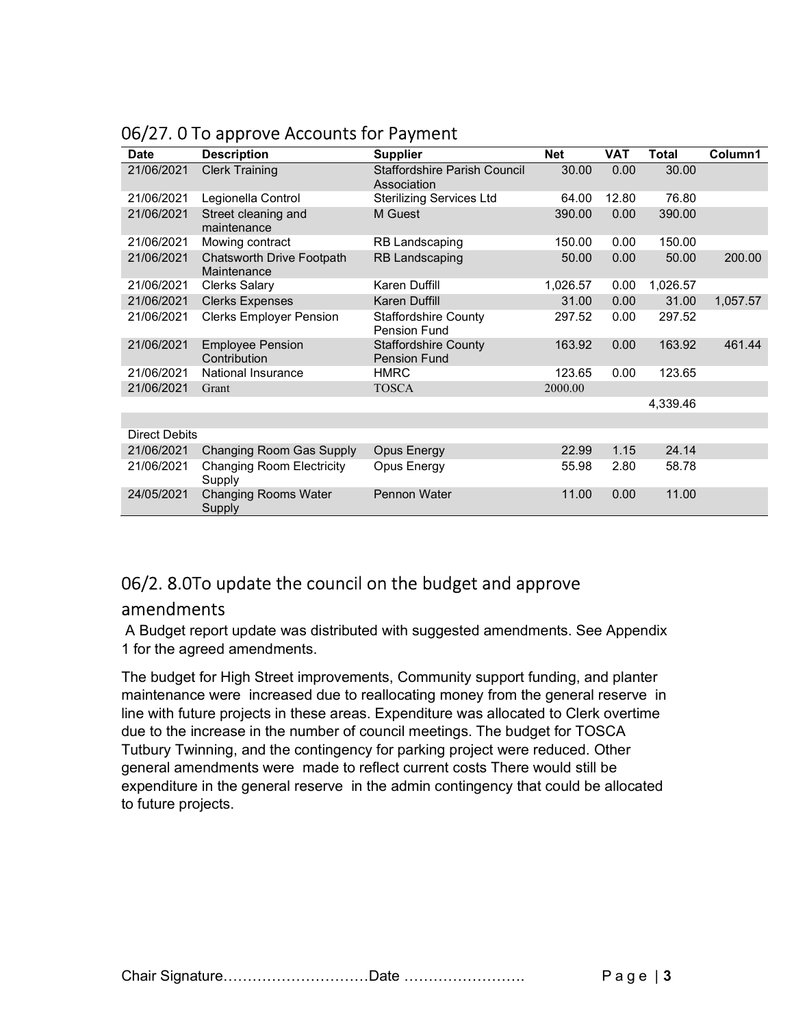## 06/27. 0 To approve Accounts for Payment

| Date | Description | Supplier | Net | VAT | Total | Column1 |
|---|---|---|---|---|---|---|
| 21/06/2021 | Clerk Training | Staffordshire Parish Council Association | 30.00 | 0.00 | 30.00 | |
| 21/06/2021 | Legionella Control | Sterilizing Services Ltd | 64.00 | 12.80 | 76.80 | |
| 21/06/2021 | Street cleaning and maintenance | M Guest | 390.00 | 0.00 | 390.00 | |
| 21/06/2021 | Mowing contract | RB Landscaping | 150.00 | 0.00 | 150.00 | |
| 21/06/2021 | Chatsworth Drive Footpath Maintenance | RB Landscaping | 50.00 | 0.00 | 50.00 | 200.00 |
| 21/06/2021 | Clerks Salary | Karen Duffill | 1,026.57 | 0.00 | 1,026.57 | |
| 21/06/2021 | Clerks Expenses | Karen Duffill | 31.00 | 0.00 | 31.00 | 1,057.57 |
| 21/06/2021 | Clerks Employer Pension | Staffordshire County Pension Fund | 297.52 | 0.00 | 297.52 | |
| 21/06/2021 | Employee Pension Contribution | Staffordshire County Pension Fund | 163.92 | 0.00 | 163.92 | 461.44 |
| 21/06/2021 | National Insurance | HMRC | 123.65 | 0.00 | 123.65 | |
| 21/06/2021 | Grant | TOSCA | 2000.00 | | | |
| | | | | | 4,339.46 | |
| | | | | | | |
| Direct Debits | | | | | | |
| 21/06/2021 | Changing Room Gas Supply | Opus Energy | 22.99 | 1.15 | 24.14 | |
| 21/06/2021 | Changing Room Electricity Supply | Opus Energy | 55.98 | 2.80 | 58.78 | |
| 24/05/2021 | Changing Rooms Water Supply | Pennon Water | 11.00 | 0.00 | 11.00 | |

## 06/2. 8.0To update the council on the budget and approve amendments

A Budget report update was distributed with suggested amendments. See Appendix 1 for the agreed amendments.

The budget for High Street improvements, Community support funding, and planter maintenance were increased due to reallocating money from the general reserve in line with future projects in these areas. Expenditure was allocated to Clerk overtime due to the increase in the number of council meetings. The budget for TOSCA Tutbury Twinning, and the contingency for parking project were reduced. Other general amendments were made to reflect current costs There would still be expenditure in the general reserve in the admin contingency that could be allocated to future projects.

Chair Signature…………………………Date …………………….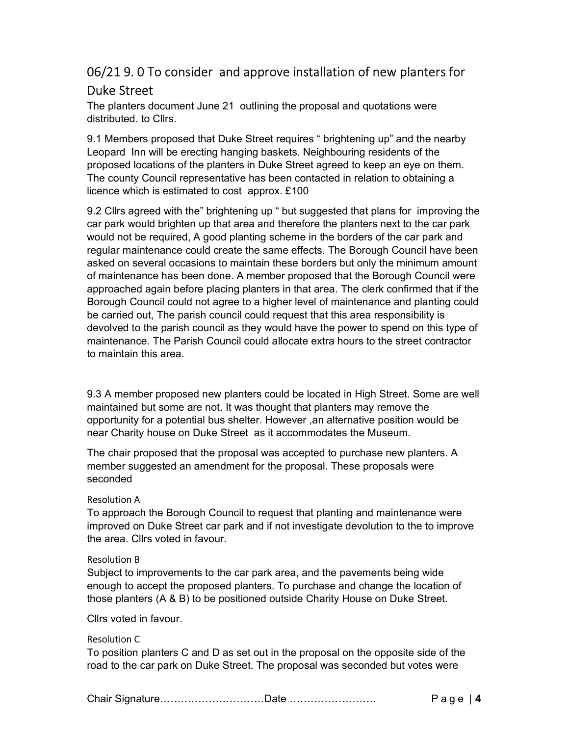## 06/21 9. 0 To consider and approve installation of new planters for Duke Street

The planters document June 21 outlining the proposal and quotations were distributed. to Cllrs.

9.1 Members proposed that Duke Street requires " brightening up" and the nearby Leopard Inn will be erecting hanging baskets. Neighbouring residents of the proposed locations of the planters in Duke Street agreed to keep an eye on them. The county Council representative has been contacted in relation to obtaining a licence which is estimated to cost approx. £100

9.2 Cllrs agreed with the" brightening up " but suggested that plans for improving the car park would brighten up that area and therefore the planters next to the car park would not be required, A good planting scheme in the borders of the car park and regular maintenance could create the same effects. The Borough Council have been asked on several occasions to maintain these borders but only the minimum amount of maintenance has been done. A member proposed that the Borough Council were approached again before placing planters in that area. The clerk confirmed that if the Borough Council could not agree to a higher level of maintenance and planting could be carried out, The parish council could request that this area responsibility is devolved to the parish council as they would have the power to spend on this type of maintenance. The Parish Council could allocate extra hours to the street contractor to maintain this area.

9.3 A member proposed new planters could be located in High Street. Some are well maintained but some are not. It was thought that planters may remove the opportunity for a potential bus shelter. However ,an alternative position would be near Charity house on Duke Street as it accommodates the Museum.

The chair proposed that the proposal was accepted to purchase new planters. A member suggested an amendment for the proposal. These proposals were seconded

Resolution A

To approach the Borough Council to request that planting and maintenance were improved on Duke Street car park and if not investigate devolution to the to improve the area. Cllrs voted in favour.

Resolution B

Subject to improvements to the car park area, and the pavements being wide enough to accept the proposed planters. To purchase and change the location of those planters (A & B) to be positioned outside Charity House on Duke Street.

Cllrs voted in favour.

Resolution C

To position planters C and D as set out in the proposal on the opposite side of the road to the car park on Duke Street. The proposal was seconded but votes were

Chair Signature…………………………Date …………………….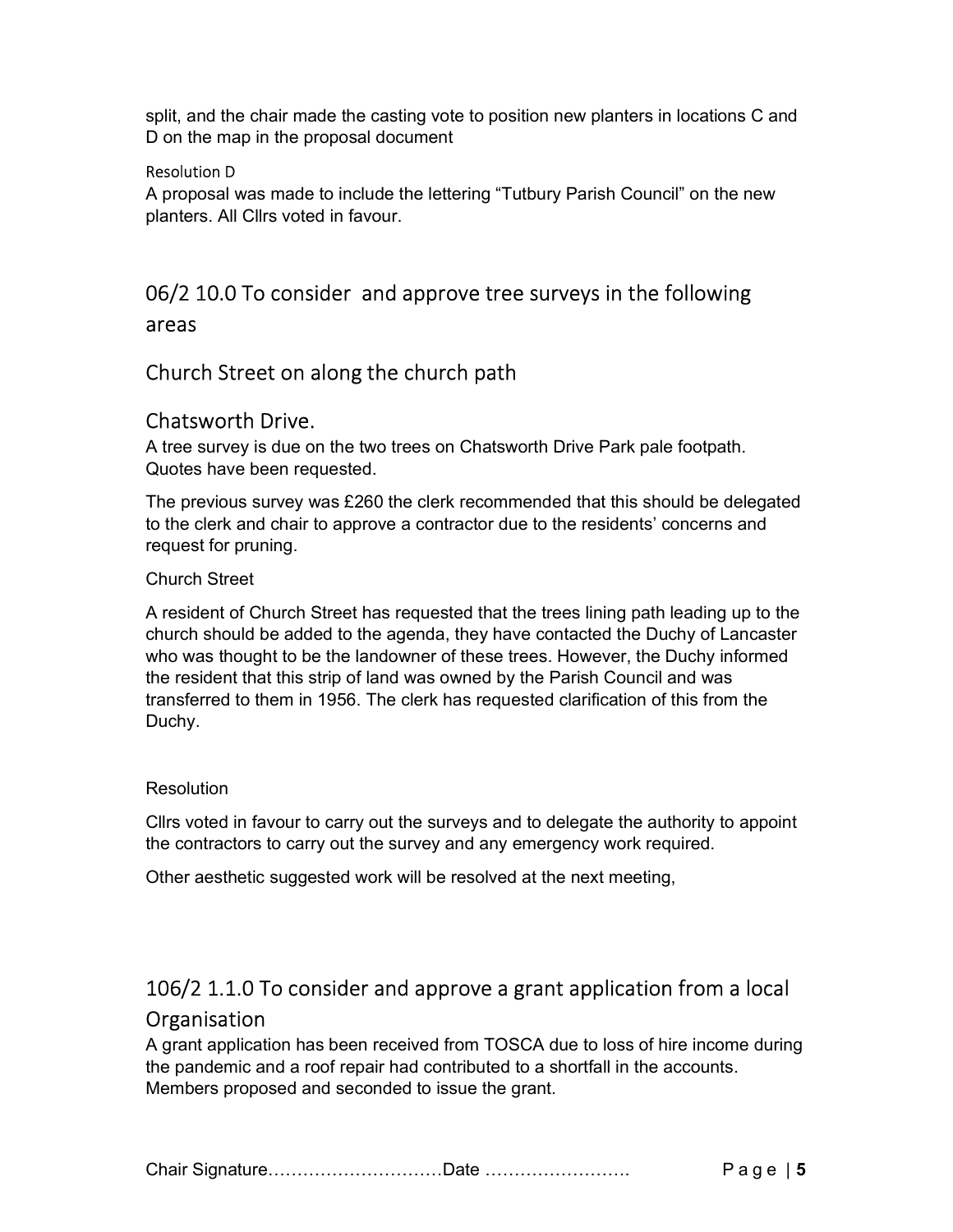split, and the chair made the casting vote to position new planters in locations C and D on the map in the proposal document

Resolution D

A proposal was made to include the lettering “Tutbury Parish Council” on the new planters. All Cllrs voted in favour.

## 06/2 10.0 To consider and approve tree surveys in the following areas

## Church Street on along the church path

## Chatsworth Drive.

A tree survey is due on the two trees on Chatsworth Drive Park pale footpath. Quotes have been requested.

The previous survey was £260 the clerk recommended that this should be delegated to the clerk and chair to approve a contractor due to the residents’ concerns and request for pruning.

Church Street

A resident of Church Street has requested that the trees lining path leading up to the church should be added to the agenda, they have contacted the Duchy of Lancaster who was thought to be the landowner of these trees. However, the Duchy informed the resident that this strip of land was owned by the Parish Council and was transferred to them in 1956. The clerk has requested clarification of this from the Duchy.

Resolution

Cllrs voted in favour to carry out the surveys and to delegate the authority to appoint the contractors to carry out the survey and any emergency work required.

Other aesthetic suggested work will be resolved at the next meeting,

## 106/2 1.1.0 To consider and approve a grant application from a local Organisation

A grant application has been received from TOSCA due to loss of hire income during the pandemic and a roof repair had contributed to a shortfall in the accounts. Members proposed and seconded to issue the grant.

Chair Signature…………………………Date …………………….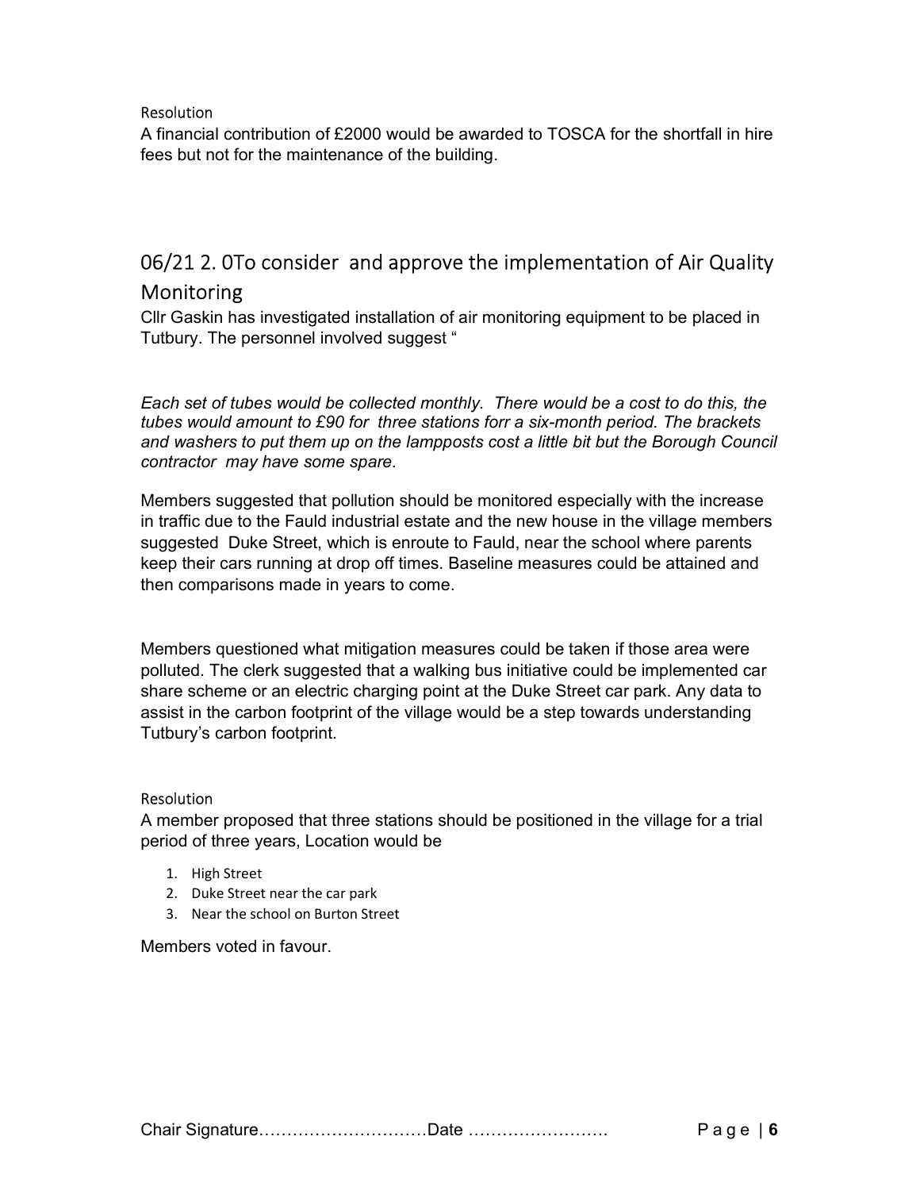Resolution

A financial contribution of £2000 would be awarded to TOSCA for the shortfall in hire fees but not for the maintenance of the building.

## 06/21 2. 0To consider and approve the implementation of Air Quality Monitoring

Cllr Gaskin has investigated installation of air monitoring equipment to be placed in Tutbury. The personnel involved suggest "

*Each set of tubes would be collected monthly. There would be a cost to do this, the tubes would amount to £90 for three stations forr a six-month period. The brackets and washers to put them up on the lampposts cost a little bit but the Borough Council contractor may have some spare.*

Members suggested that pollution should be monitored especially with the increase in traffic due to the Fauld industrial estate and the new house in the village members suggested Duke Street, which is enroute to Fauld, near the school where parents keep their cars running at drop off times. Baseline measures could be attained and then comparisons made in years to come.

Members questioned what mitigation measures could be taken if those area were polluted. The clerk suggested that a walking bus initiative could be implemented car share scheme or an electric charging point at the Duke Street car park. Any data to assist in the carbon footprint of the village would be a step towards understanding Tutbury's carbon footprint.

Resolution

A member proposed that three stations should be positioned in the village for a trial period of three years, Location would be

1. High Street
2. Duke Street near the car park
3. Near the school on Burton Street

Members voted in favour.

Chair Signature…………………………Date …………………….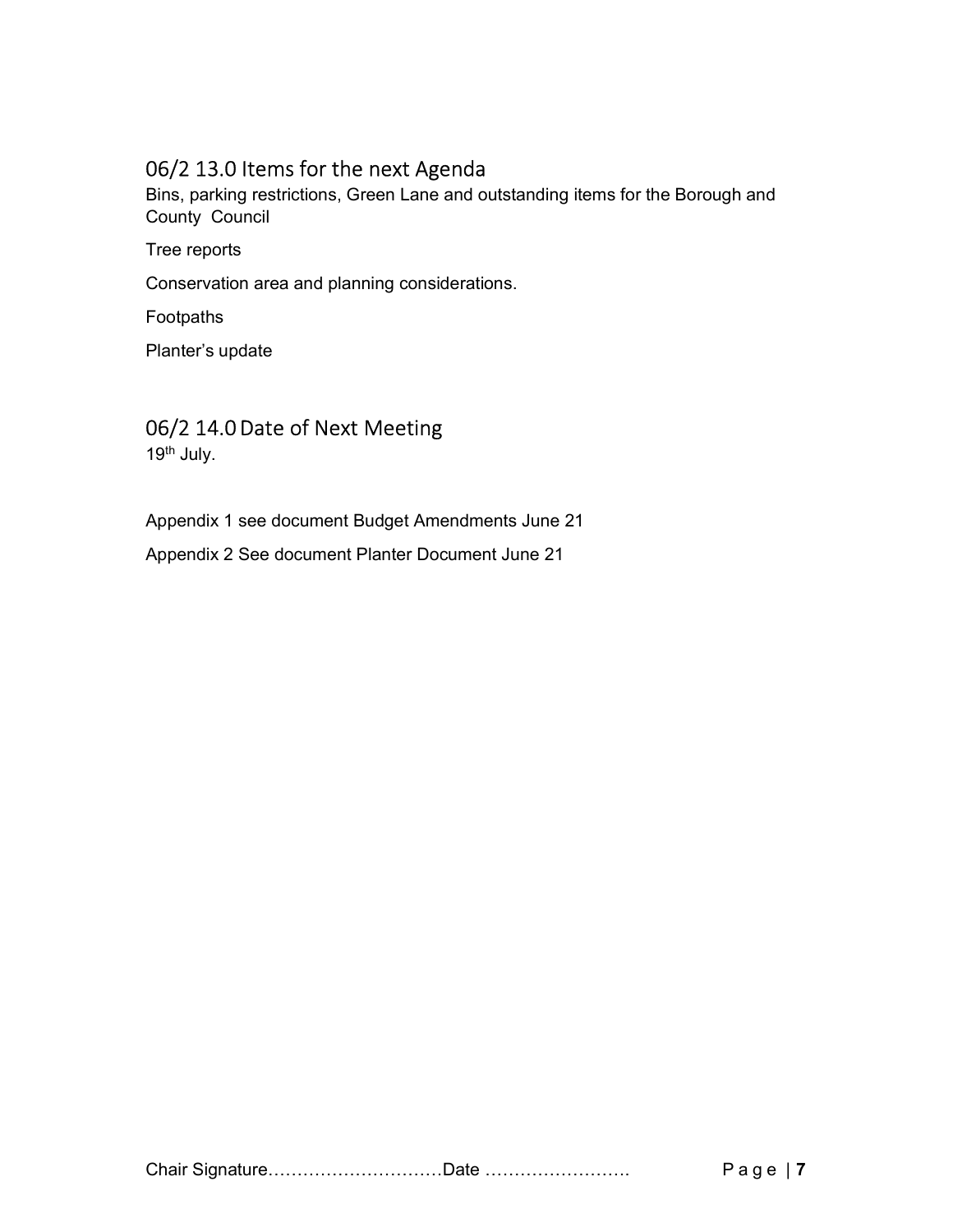## 06/2 13.0 Items for the next Agenda

Bins, parking restrictions, Green Lane and outstanding items for the Borough and County Council

Tree reports

Conservation area and planning considerations.

Footpaths

Planter's update

## 06/2 14.0 Date of Next Meeting

19th July.

Appendix 1 see document Budget Amendments June 21

Appendix 2 See document Planter Document June 21

Chair Signature…………………………Date …………………….